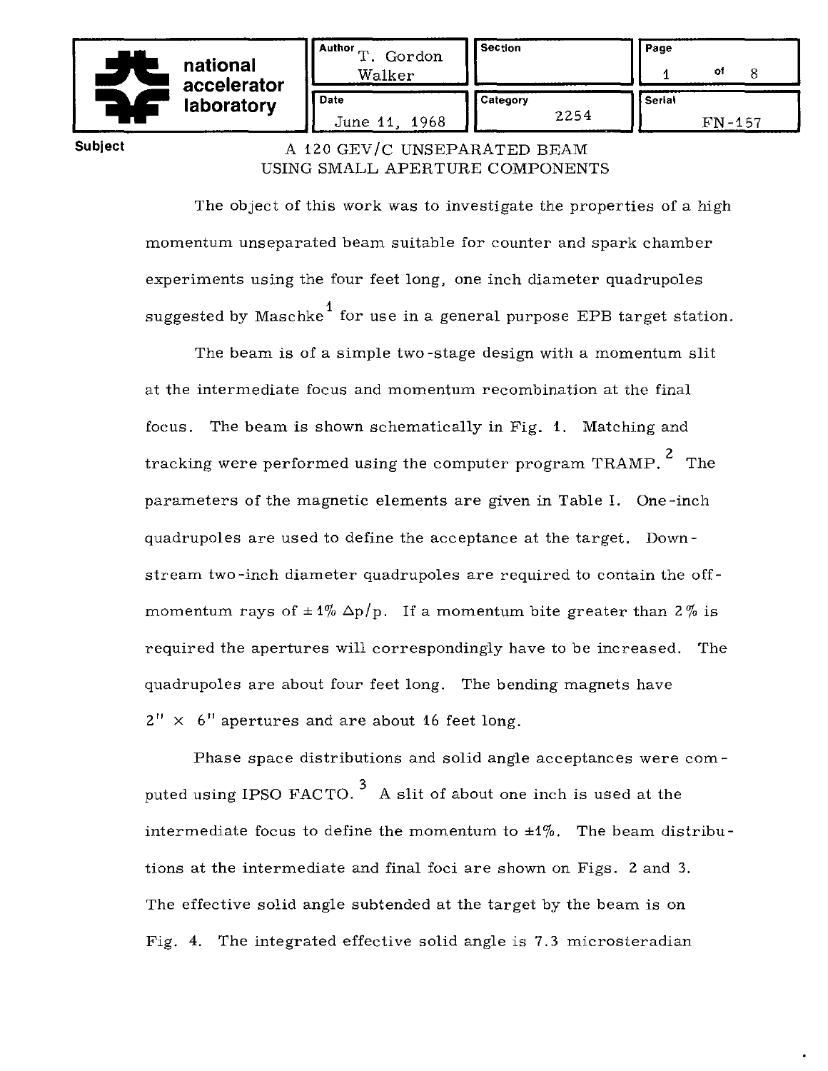| national accelerator laboratory | Author T. Gordon Walker | Section | Page 1 of 8 |
|---|---|---|---|
| | Date June 11, 1968 | Category 2254 | Serial FN-157 |

**Subject**

# A 120 GEV/C UNSEPARATED BEAM USING SMALL APERTURE COMPONENTS

The object of this work was to investigate the properties of a high momentum unseparated beam suitable for counter and spark chamber experiments using the four feet long, one inch diameter quadrupoles suggested by Maschke[1] for use in a general purpose EPB target station.

The beam is of a simple two-stage design with a momentum slit at the intermediate focus and momentum recombination at the final focus. The beam is shown schematically in Fig. 1. Matching and tracking were performed using the computer program TRAMP.[2] The parameters of the magnetic elements are given in Table I. One-inch quadrupoles are used to define the acceptance at the target. Downstream two-inch diameter quadrupoles are required to contain the off-momentum rays of $\pm 1\%$ $\Delta p/p$. If a momentum bite greater than 2% is required the apertures will correspondingly have to be increased. The quadrupoles are about four feet long. The bending magnets have 2" × 6" apertures and are about 16 feet long.

Phase space distributions and solid angle acceptances were computed using IPSO FACTO.[3] A slit of about one inch is used at the intermediate focus to define the momentum to $\pm 1\%$. The beam distributions at the intermediate and final foci are shown on Figs. 2 and 3. The effective solid angle subtended at the target by the beam is on Fig. 4. The integrated effective solid angle is 7.3 microsteradian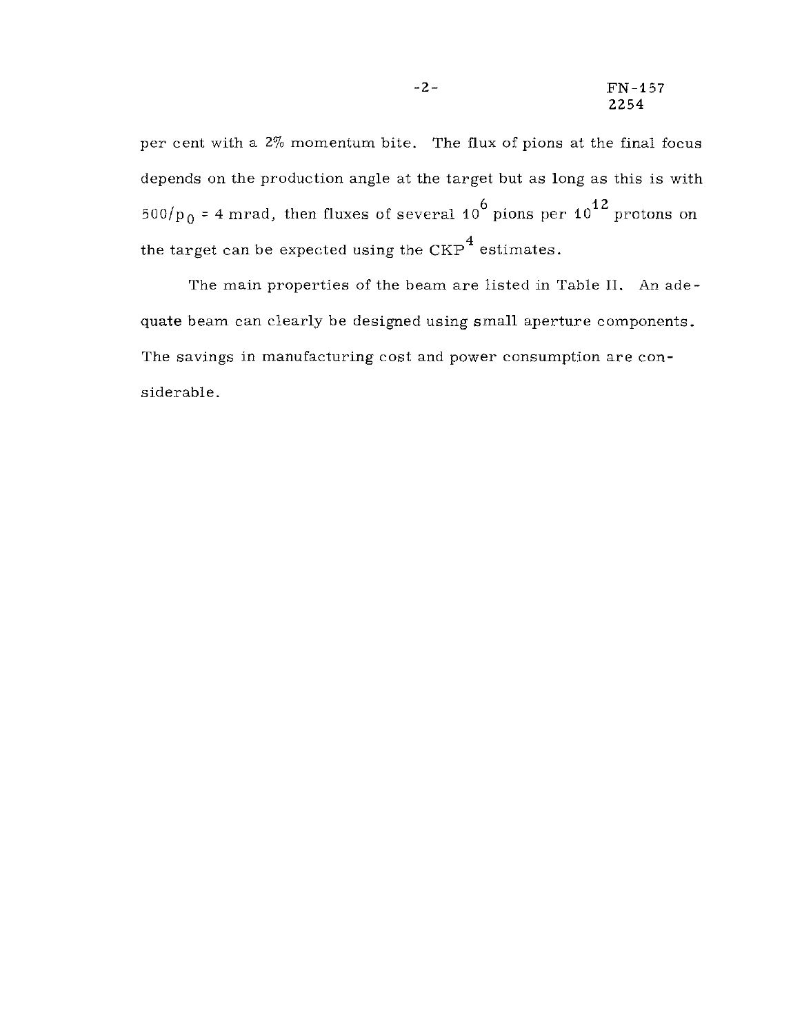per cent with a 2% momentum bite. The flux of pions at the final focus depends on the production angle at the target but as long as this is with $500/p_0 = 4$ mrad, then fluxes of several $10^6$ pions per $10^{12}$ protons on the target can be expected using the CKP[4] estimates.

The main properties of the beam are listed in Table II. An adequate beam can clearly be designed using small aperture components. The savings in manufacturing cost and power consumption are considerable.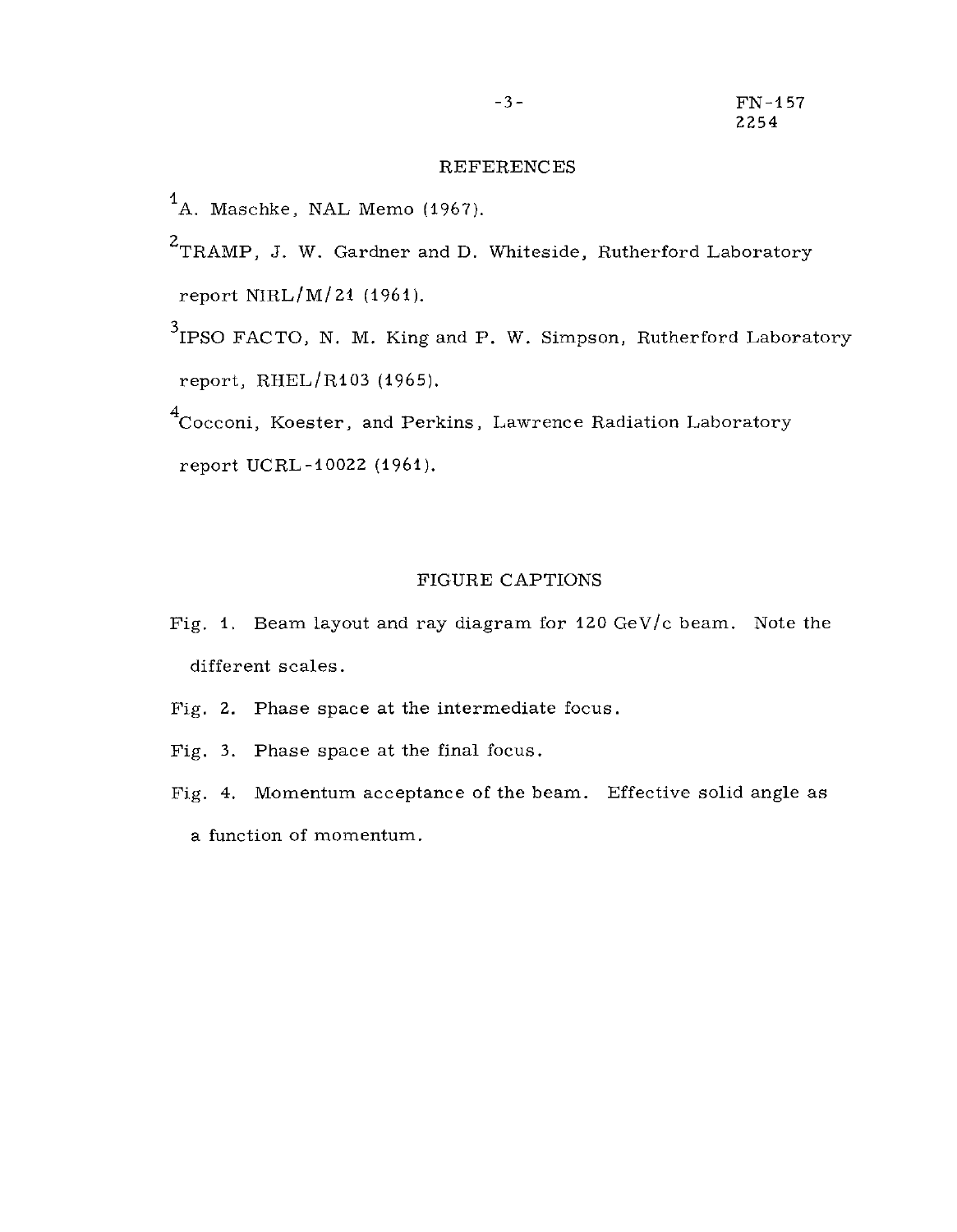## REFERENCES

[1]A. Maschke, NAL Memo (1967).

[2]TRAMP, J. W. Gardner and D. Whiteside, Rutherford Laboratory report NIRL/M/21 (1961).

[3]IPSO FACTO, N. M. King and P. W. Simpson, Rutherford Laboratory report, RHEL/R103 (1965).

[4]Cocconi, Koester, and Perkins, Lawrence Radiation Laboratory report UCRL-10022 (1961).

## FIGURE CAPTIONS

Fig. 1. Beam layout and ray diagram for 120 GeV/c beam. Note the different scales.

Fig. 2. Phase space at the intermediate focus.

Fig. 3. Phase space at the final focus.

Fig. 4. Momentum acceptance of the beam. Effective solid angle as a function of momentum.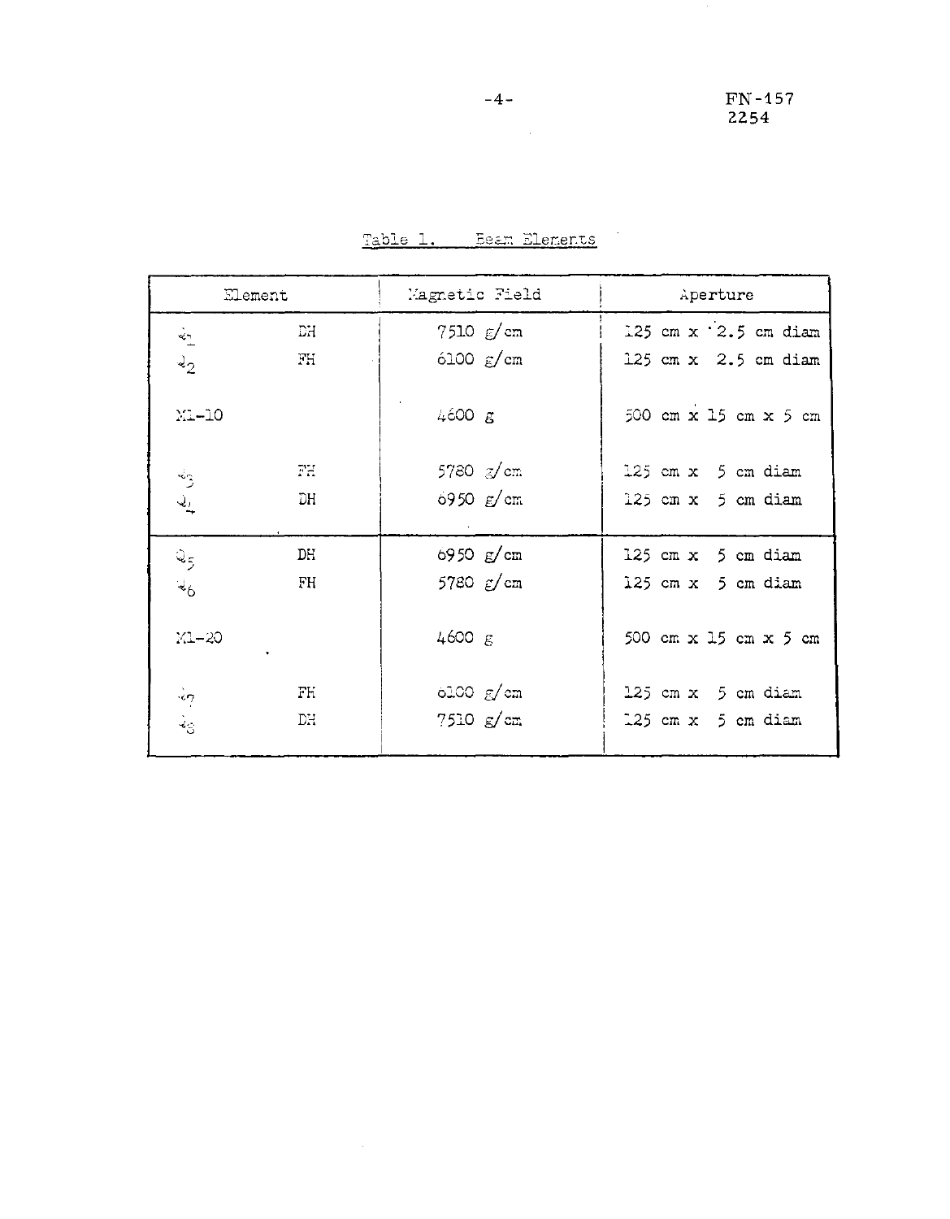Table 1. Beam Elements

| Element | | Magnetic Field | Aperture |
|---|---|---|---|
| $Q_1$ | DH | 7510 g/cm | 125 cm x 2.5 cm diam |
| $Q_2$ | FH | 6100 g/cm | 125 cm x 2.5 cm diam |
| M1-10 | | 4600 g | 500 cm x 15 cm x 5 cm |
| $Q_3$ | FH | 5780 g/cm | 125 cm x 5 cm diam |
| $Q_4$ | DH | 6950 g/cm | 125 cm x 5 cm diam |
| $Q_5$ | DH | 6950 g/cm | 125 cm x 5 cm diam |
| $Q_6$ | FH | 5780 g/cm | 125 cm x 5 cm diam |
| M1-20 | | 4600 g | 500 cm x 15 cm x 5 cm |
| $Q_7$ | FH | 6100 g/cm | 125 cm x 5 cm diam |
| $Q_8$ | DH | 7510 g/cm | 125 cm x 5 cm diam |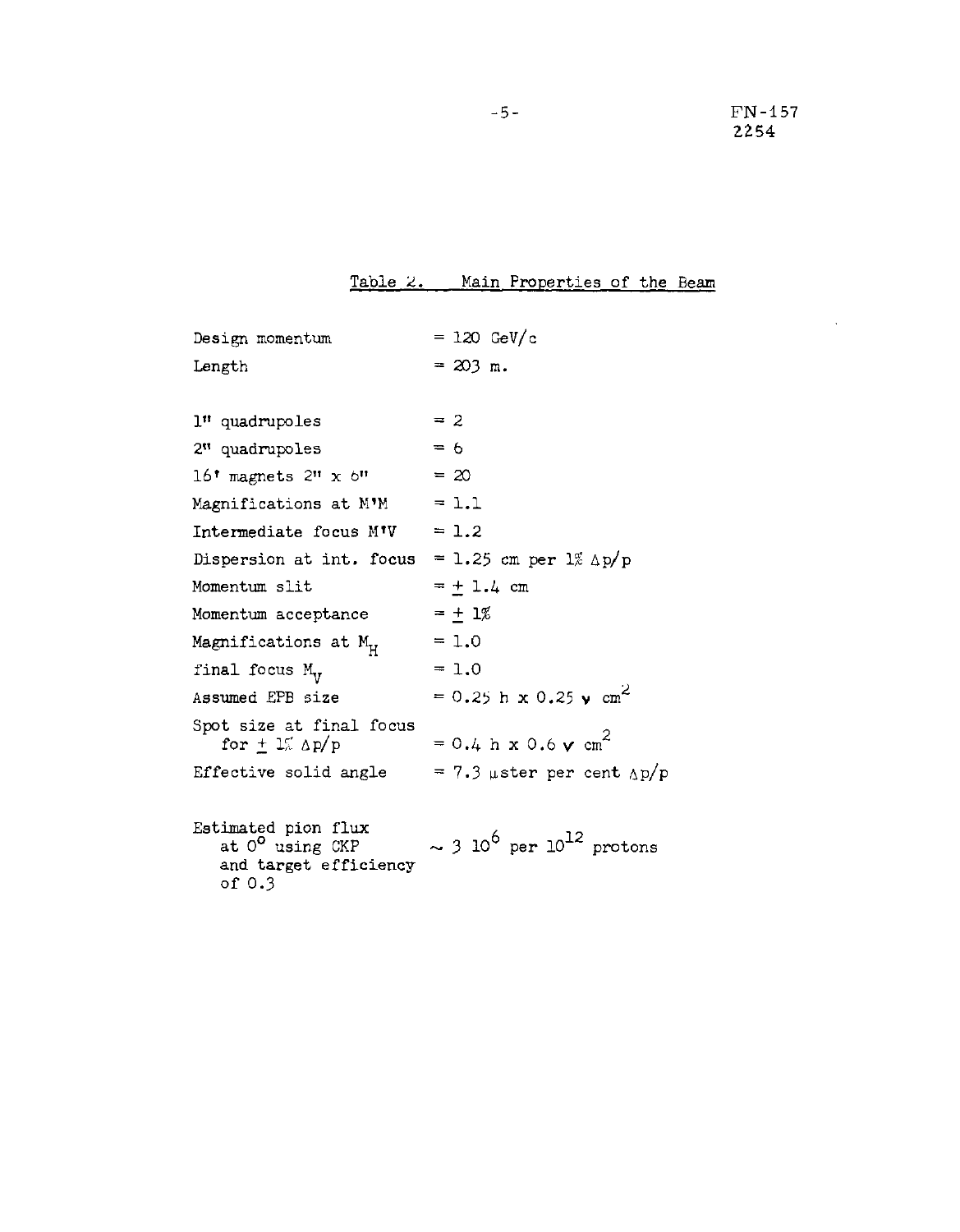## Table 2. Main Properties of the Beam

| | |
|---|---|
| Design momentum | = 120 GeV/c |
| Length | = 203 m. |
| 1" quadrupoles | = 2 |
| 2" quadrupoles | = 6 |
| 16' magnets 2" x 6" | = 20 |
| Magnifications at M'M | = 1.1 |
| Intermediate focus M'V | = 1.2 |
| Dispersion at int. focus | = 1.25 cm per 1% $\Delta p/p$ |
| Momentum slit | = $\pm$ 1.4 cm |
| Momentum acceptance | = $\pm$ 1% |
| Magnifications at $M_H$ | = 1.0 |
| final focus $M_V$ | = 1.0 |
| Assumed EPB size | = 0.25 h x 0.25 v $cm^2$ |
| Spot size at final focus for $\pm$ 1% $\Delta p/p$ | = 0.4 h x 0.6 v $cm^2$ |
| Effective solid angle | = 7.3 $\mu$ster per cent $\Delta p/p$ |
| Estimated pion flux at $0^o$ using CKP and target efficiency of 0.3 | $\sim 3\ 10^6$ per $10^{12}$ protons |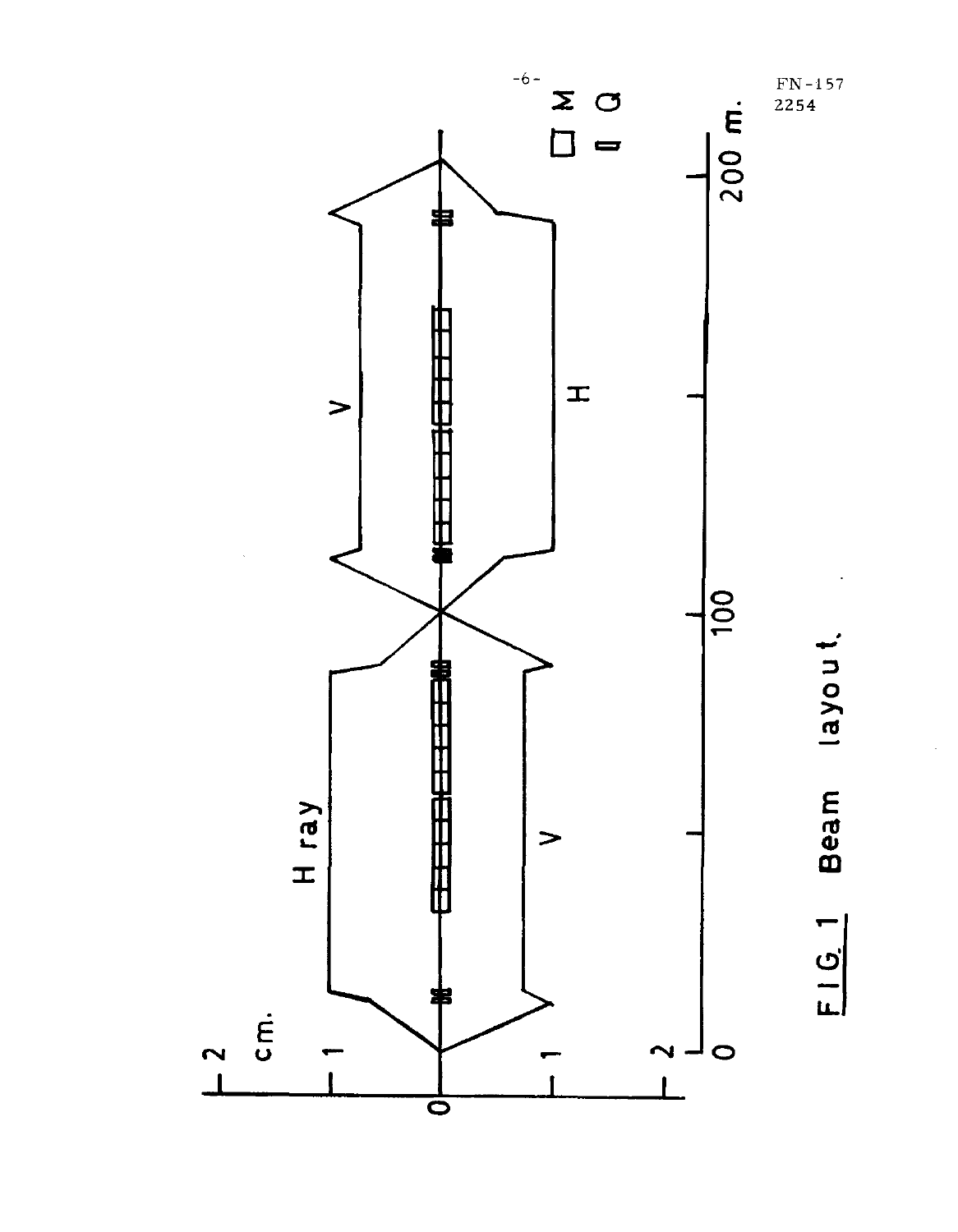FIG. 1 Beam layout.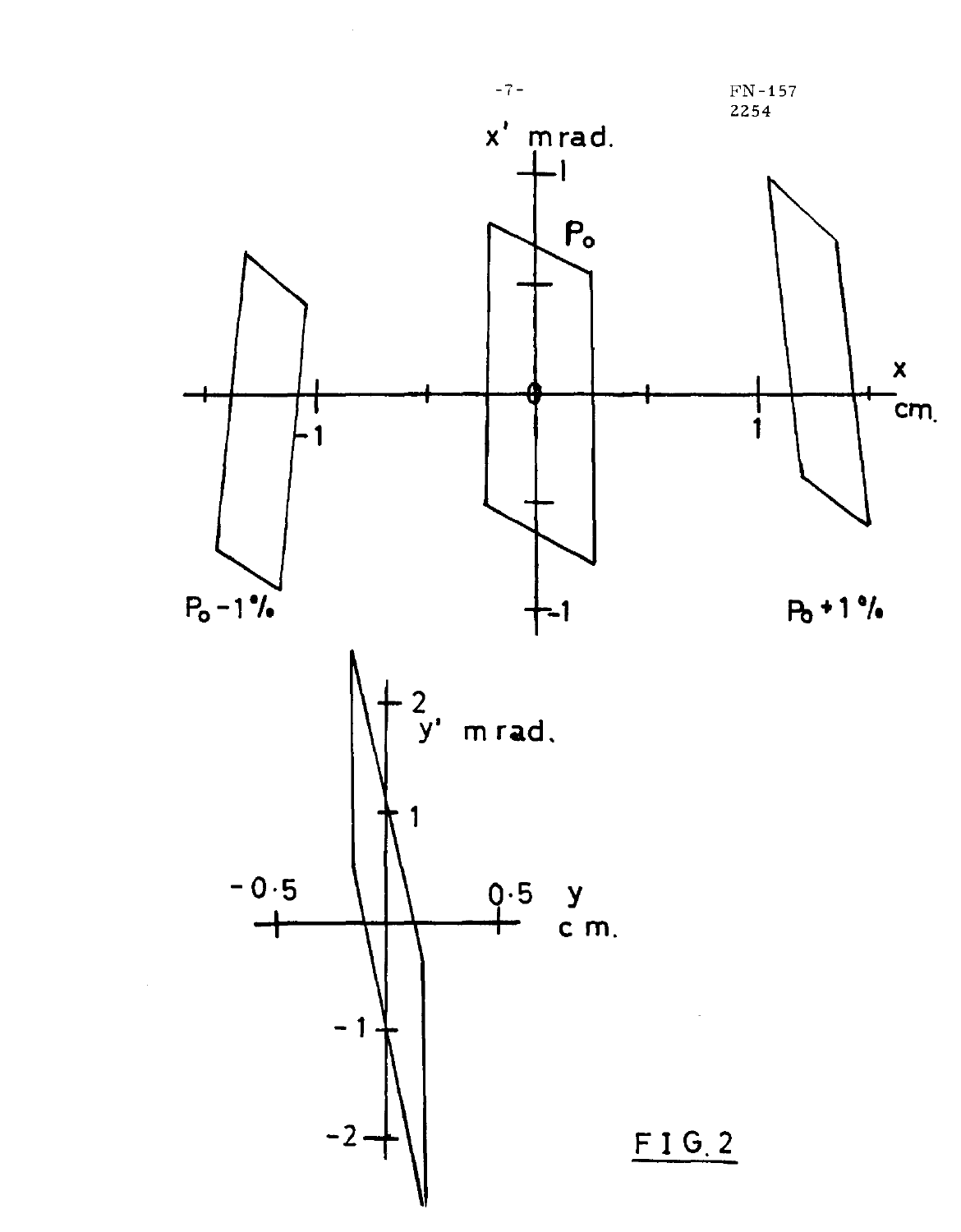FIG. 2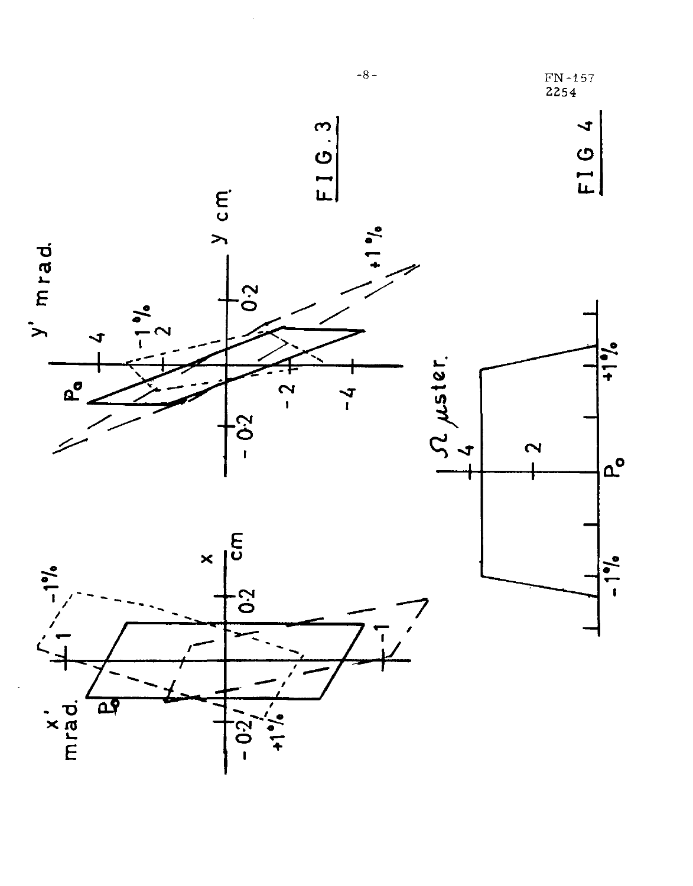x'
mrad.

x cm

$-1\%$

$+1\%$

$P_o$

1

$-1$

$-0.2$

0.2

y' mrad.

y cm.

$-1\%$

$+1\%$

$P_o$

4

2

$-2$

$-4$

$-0.2$

0.2

FIG. 3

$\Omega$ $\mu$ster.

4

2

$P_o$

$-1\%$

$+1\%$

FIG 4